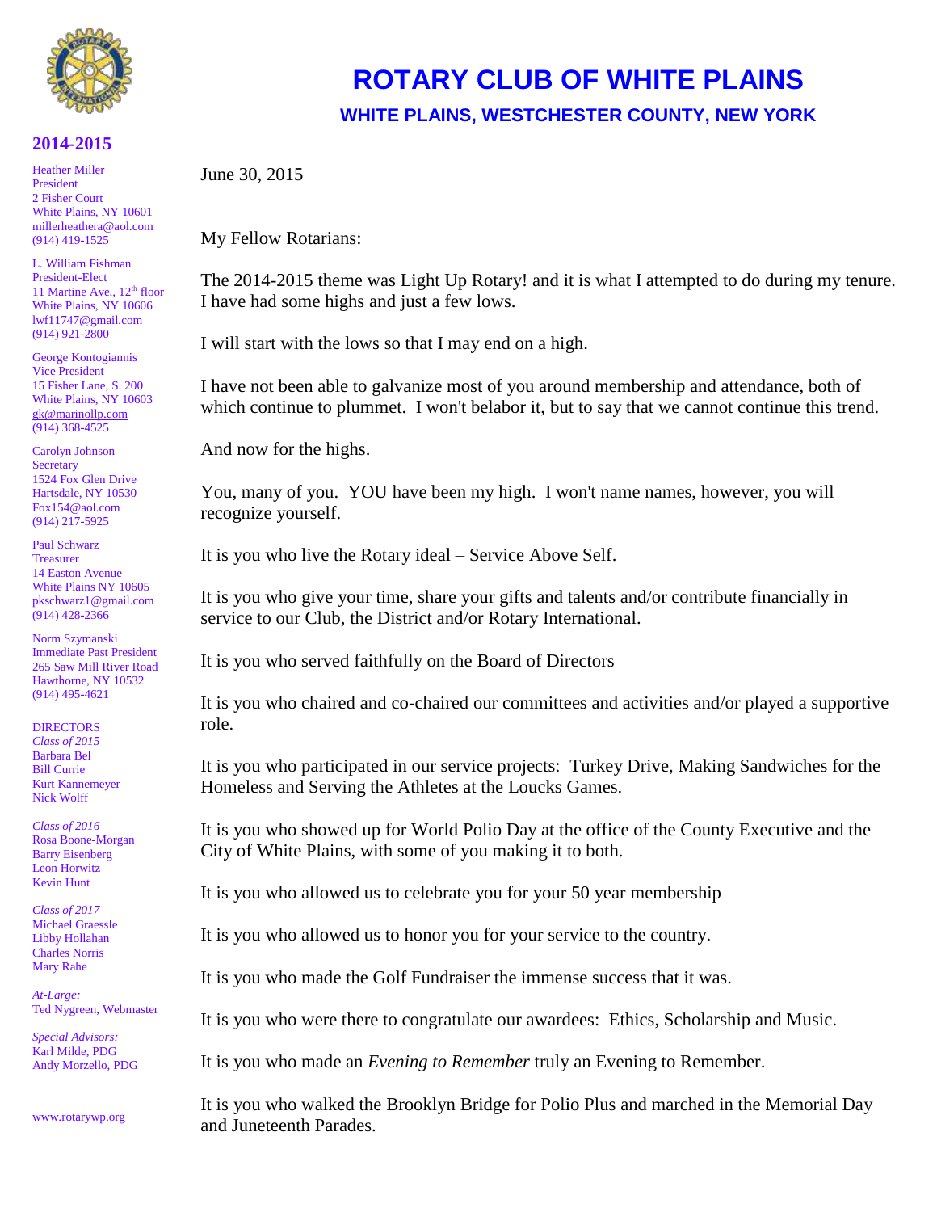# ROTARY CLUB OF WHITE PLAINS

## WHITE PLAINS, WESTCHESTER COUNTY, NEW YORK

### 2014-2015

Heather Miller
President
2 Fisher Court
White Plains, NY 10601
millerheathera@aol.com
(914) 419-1525

L. William Fishman
President-Elect
11 Martine Ave., 12th floor
White Plains, NY 10606
lwf11747@gmail.com
(914) 921-2800

George Kontogiannis
Vice President
15 Fisher Lane, S. 200
White Plains, NY 10603
gk@marinollp.com
(914) 368-4525

Carolyn Johnson
Secretary
1524 Fox Glen Drive
Hartsdale, NY 10530
Fox154@aol.com
(914) 217-5925

Paul Schwarz
Treasurer
14 Easton Avenue
White Plains NY 10605
pkschwarz1@gmail.com
(914) 428-2366

Norm Szymanski
Immediate Past President
265 Saw Mill River Road
Hawthorne, NY 10532
(914) 495-4621

DIRECTORS

*Class of 2015*
Barbara Bel
Bill Currie
Kurt Kannemeyer
Nick Wolff

*Class of 2016*
Rosa Boone-Morgan
Barry Eisenberg
Leon Horwitz
Kevin Hunt

*Class of 2017*
Michael Graessle
Libby Hollahan
Charles Norris
Mary Rahe

*At-Large:*
Ted Nygreen, Webmaster

*Special Advisors:*
Karl Milde, PDG
Andy Morzello, PDG

www.rotarywp.org

---

June 30, 2015

My Fellow Rotarians:

The 2014-2015 theme was Light Up Rotary! and it is what I attempted to do during my tenure. I have had some highs and just a few lows.

I will start with the lows so that I may end on a high.

I have not been able to galvanize most of you around membership and attendance, both of which continue to plummet. I won't belabor it, but to say that we cannot continue this trend.

And now for the highs.

You, many of you. YOU have been my high. I won't name names, however, you will recognize yourself.

It is you who live the Rotary ideal – Service Above Self.

It is you who give your time, share your gifts and talents and/or contribute financially in service to our Club, the District and/or Rotary International.

It is you who served faithfully on the Board of Directors

It is you who chaired and co-chaired our committees and activities and/or played a supportive role.

It is you who participated in our service projects: Turkey Drive, Making Sandwiches for the Homeless and Serving the Athletes at the Loucks Games.

It is you who showed up for World Polio Day at the office of the County Executive and the City of White Plains, with some of you making it to both.

It is you who allowed us to celebrate you for your 50 year membership

It is you who allowed us to honor you for your service to the country.

It is you who made the Golf Fundraiser the immense success that it was.

It is you who were there to congratulate our awardees: Ethics, Scholarship and Music.

It is you who made an *Evening to Remember* truly an Evening to Remember.

It is you who walked the Brooklyn Bridge for Polio Plus and marched in the Memorial Day and Juneteenth Parades.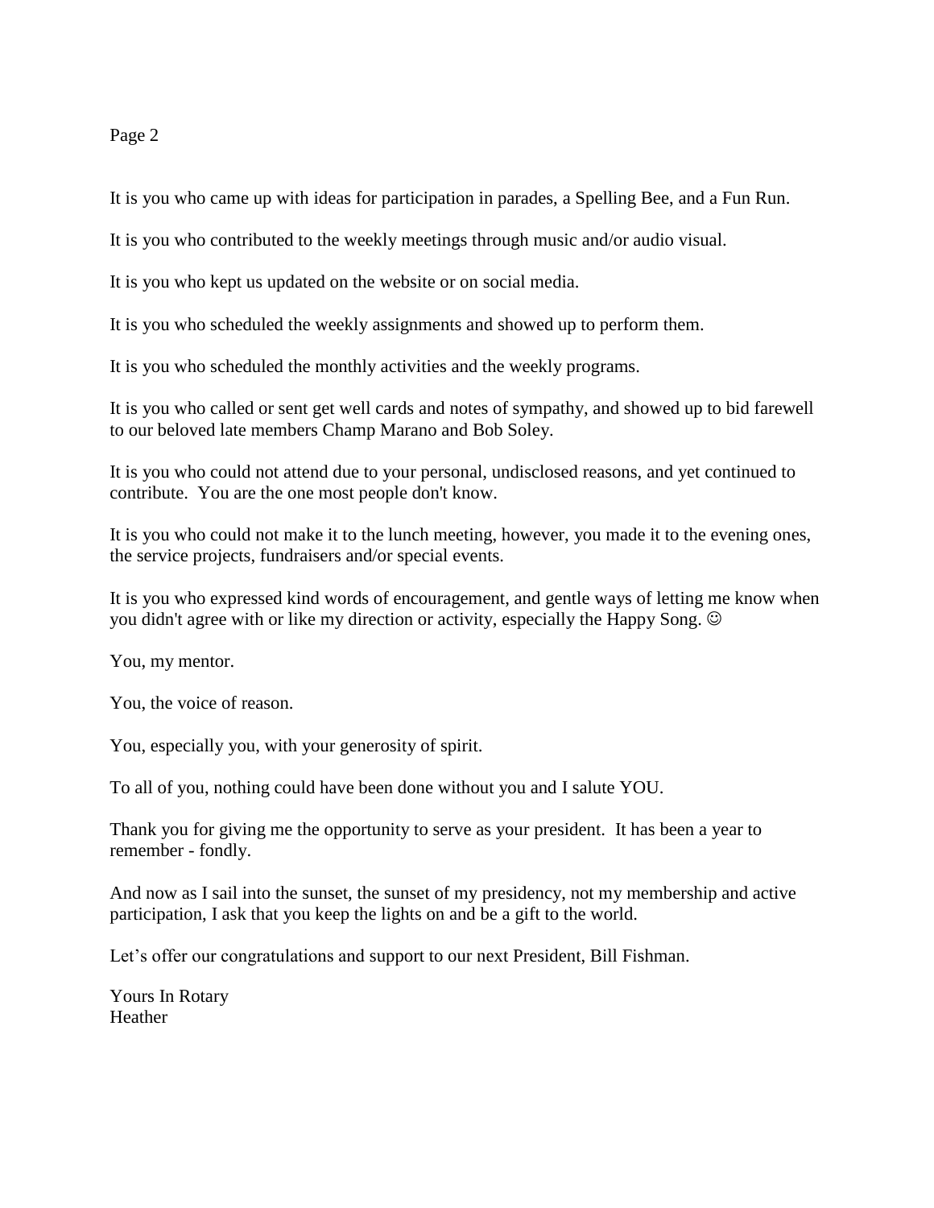It is you who came up with ideas for participation in parades, a Spelling Bee, and a Fun Run.

It is you who contributed to the weekly meetings through music and/or audio visual.

It is you who kept us updated on the website or on social media.

It is you who scheduled the weekly assignments and showed up to perform them.

It is you who scheduled the monthly activities and the weekly programs.

It is you who called or sent get well cards and notes of sympathy, and showed up to bid farewell to our beloved late members Champ Marano and Bob Soley.

It is you who could not attend due to your personal, undisclosed reasons, and yet continued to contribute. You are the one most people don't know.

It is you who could not make it to the lunch meeting, however, you made it to the evening ones, the service projects, fundraisers and/or special events.

It is you who expressed kind words of encouragement, and gentle ways of letting me know when you didn't agree with or like my direction or activity, especially the Happy Song. ☺

You, my mentor.

You, the voice of reason.

You, especially you, with your generosity of spirit.

To all of you, nothing could have been done without you and I salute YOU.

Thank you for giving me the opportunity to serve as your president. It has been a year to remember - fondly.

And now as I sail into the sunset, the sunset of my presidency, not my membership and active participation, I ask that you keep the lights on and be a gift to the world.

Let's offer our congratulations and support to our next President, Bill Fishman.

Yours In Rotary  
Heather